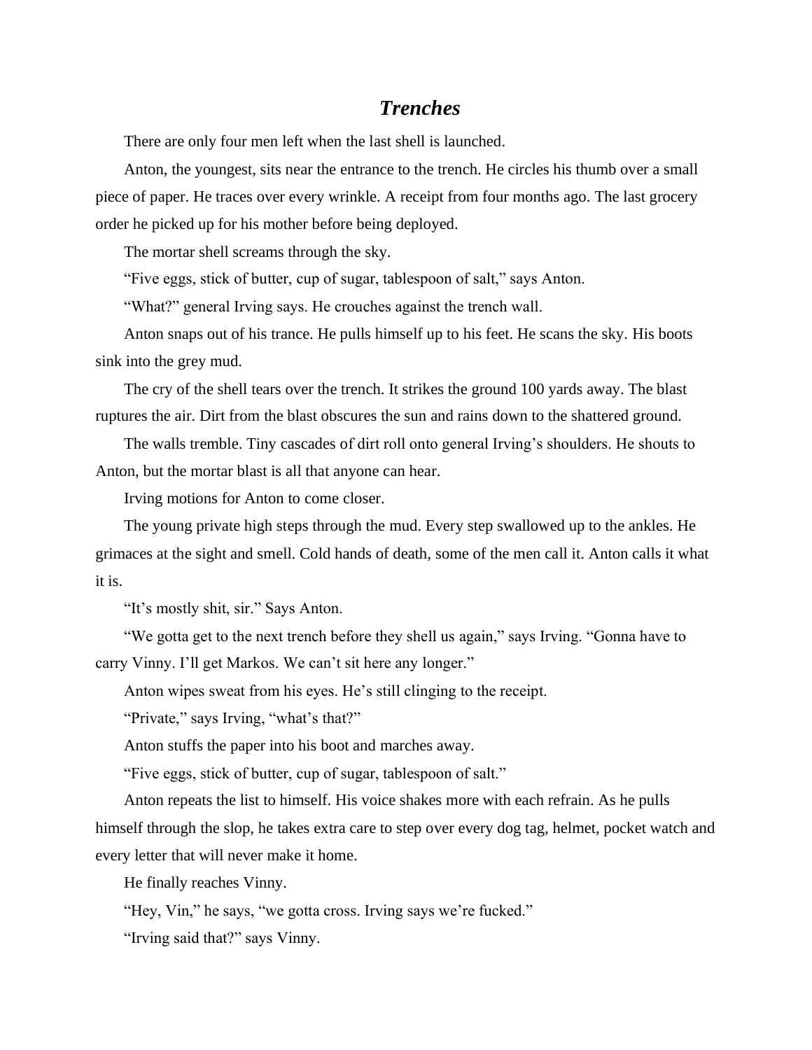# *Trenches*

There are only four men left when the last shell is launched.

Anton, the youngest, sits near the entrance to the trench. He circles his thumb over a small piece of paper. He traces over every wrinkle. A receipt from four months ago. The last grocery order he picked up for his mother before being deployed.

The mortar shell screams through the sky.

"Five eggs, stick of butter, cup of sugar, tablespoon of salt," says Anton.

"What?" general Irving says. He crouches against the trench wall.

Anton snaps out of his trance. He pulls himself up to his feet. He scans the sky. His boots sink into the grey mud.

The cry of the shell tears over the trench. It strikes the ground 100 yards away. The blast ruptures the air. Dirt from the blast obscures the sun and rains down to the shattered ground.

The walls tremble. Tiny cascades of dirt roll onto general Irving's shoulders. He shouts to Anton, but the mortar blast is all that anyone can hear.

Irving motions for Anton to come closer.

The young private high steps through the mud. Every step swallowed up to the ankles. He grimaces at the sight and smell. Cold hands of death, some of the men call it. Anton calls it what it is.

"It's mostly shit, sir." Says Anton.

"We gotta get to the next trench before they shell us again," says Irving. "Gonna have to carry Vinny. I'll get Markos. We can't sit here any longer."

Anton wipes sweat from his eyes. He's still clinging to the receipt.

"Private," says Irving, "what's that?"

Anton stuffs the paper into his boot and marches away.

"Five eggs, stick of butter, cup of sugar, tablespoon of salt."

Anton repeats the list to himself. His voice shakes more with each refrain. As he pulls himself through the slop, he takes extra care to step over every dog tag, helmet, pocket watch and every letter that will never make it home.

He finally reaches Vinny.

"Hey, Vin," he says, "we gotta cross. Irving says we're fucked."

"Irving said that?" says Vinny.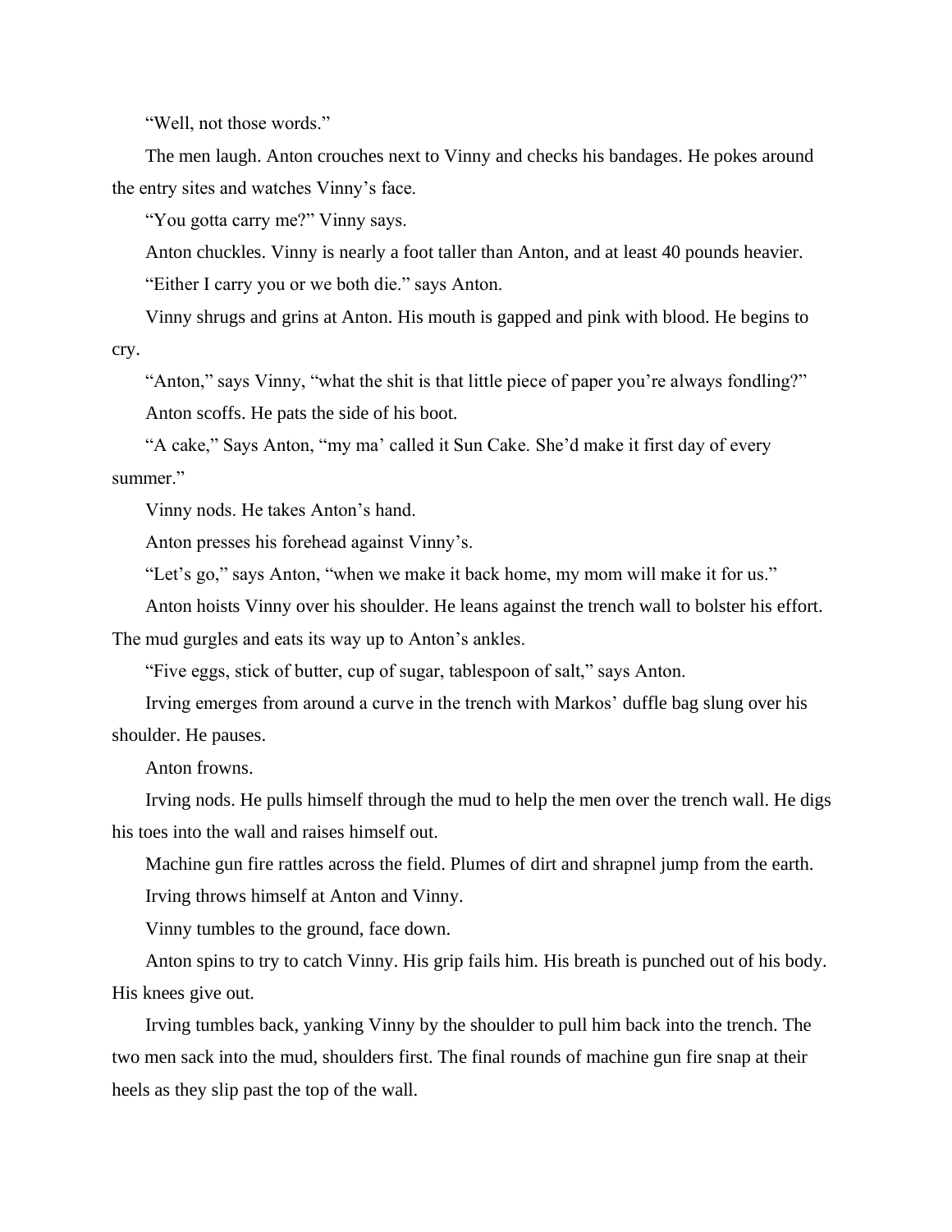"Well, not those words."

The men laugh. Anton crouches next to Vinny and checks his bandages. He pokes around the entry sites and watches Vinny's face.

"You gotta carry me?" Vinny says.

Anton chuckles. Vinny is nearly a foot taller than Anton, and at least 40 pounds heavier.

"Either I carry you or we both die." says Anton.

Vinny shrugs and grins at Anton. His mouth is gapped and pink with blood. He begins to cry.

"Anton," says Vinny, "what the shit is that little piece of paper you're always fondling?"

Anton scoffs. He pats the side of his boot.

"A cake," Says Anton, "my ma' called it Sun Cake. She'd make it first day of every summer."

Vinny nods. He takes Anton's hand.

Anton presses his forehead against Vinny's.

"Let's go," says Anton, "when we make it back home, my mom will make it for us."

Anton hoists Vinny over his shoulder. He leans against the trench wall to bolster his effort. The mud gurgles and eats its way up to Anton's ankles.

"Five eggs, stick of butter, cup of sugar, tablespoon of salt," says Anton.

Irving emerges from around a curve in the trench with Markos' duffle bag slung over his shoulder. He pauses.

Anton frowns.

Irving nods. He pulls himself through the mud to help the men over the trench wall. He digs his toes into the wall and raises himself out.

Machine gun fire rattles across the field. Plumes of dirt and shrapnel jump from the earth.

Irving throws himself at Anton and Vinny.

Vinny tumbles to the ground, face down.

Anton spins to try to catch Vinny. His grip fails him. His breath is punched out of his body. His knees give out.

Irving tumbles back, yanking Vinny by the shoulder to pull him back into the trench. The two men sack into the mud, shoulders first. The final rounds of machine gun fire snap at their heels as they slip past the top of the wall.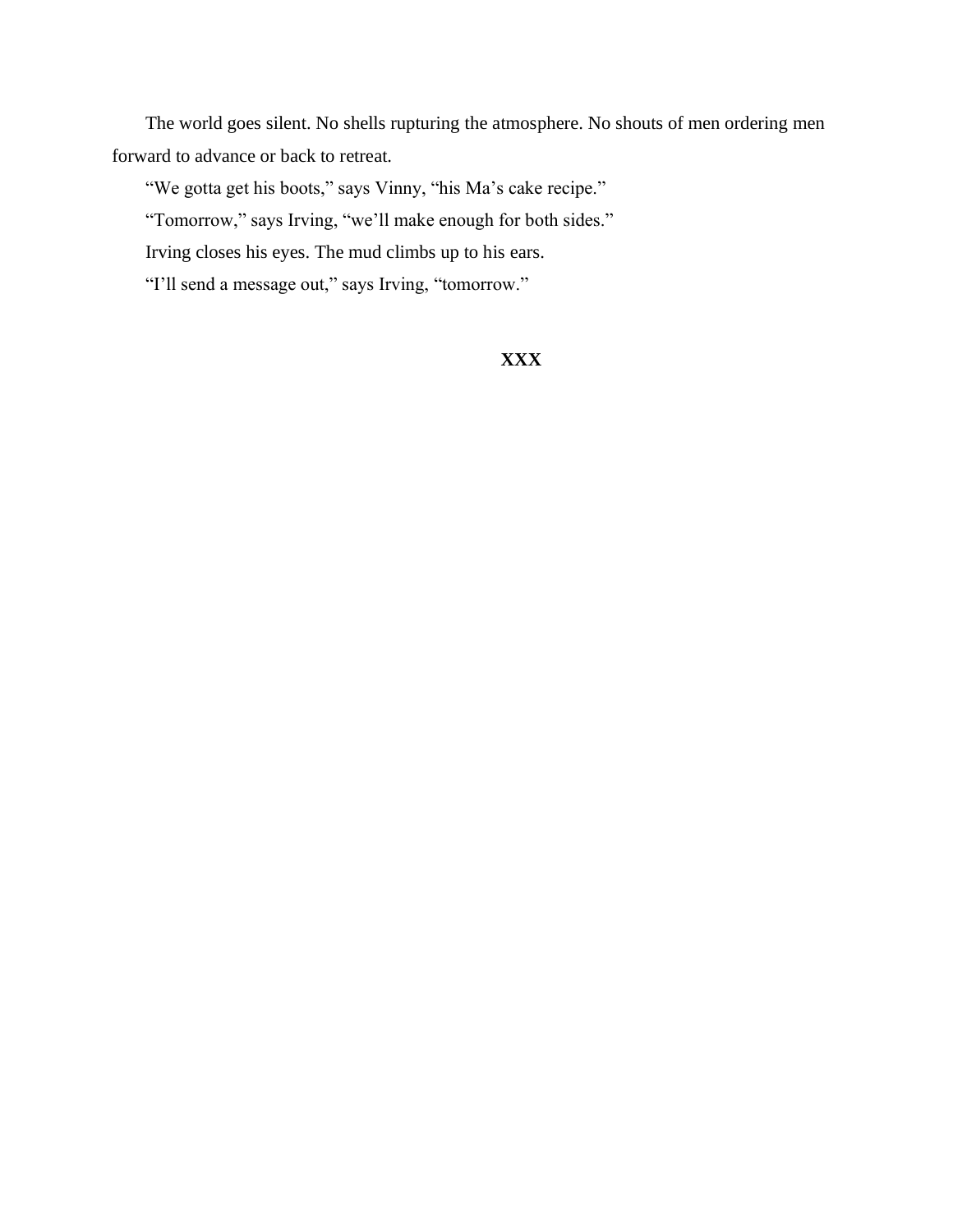The world goes silent. No shells rupturing the atmosphere. No shouts of men ordering men forward to advance or back to retreat.

"We gotta get his boots," says Vinny, "his Ma's cake recipe."

"Tomorrow," says Irving, "we'll make enough for both sides."

Irving closes his eyes. The mud climbs up to his ears.

"I'll send a message out," says Irving, "tomorrow."

XXX